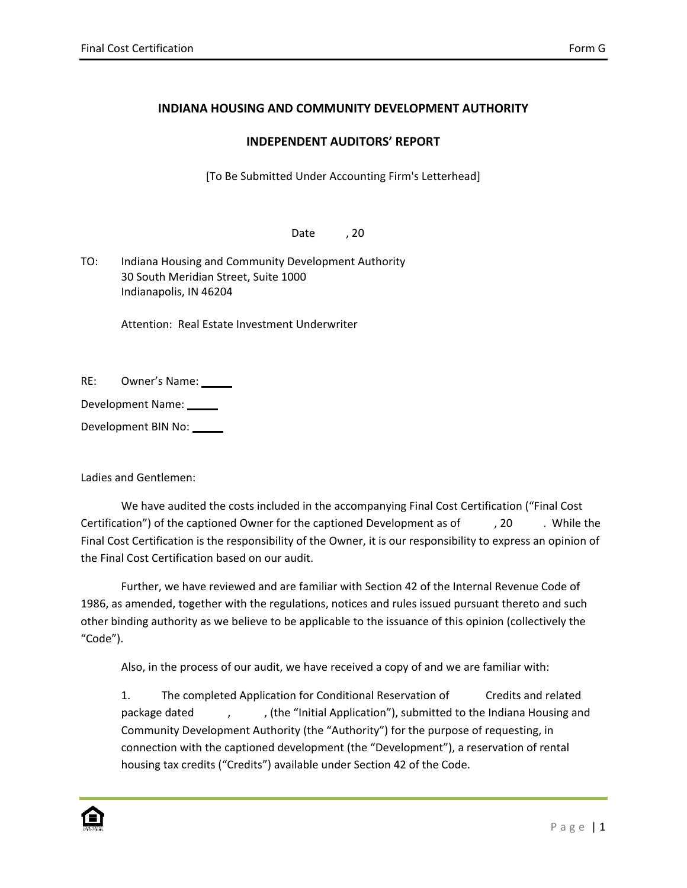**INDIANA HOUSING AND COMMUNITY DEVELOPMENT AUTHORITY**

**INDEPENDENT AUDITORS' REPORT**

[To Be Submitted Under Accounting Firm's Letterhead]

Date , 20

TO: Indiana Housing and Community Development Authority
30 South Meridian Street, Suite 1000
Indianapolis, IN 46204

Attention: Real Estate Investment Underwriter

RE: Owner's Name: _____

Development Name: _____

Development BIN No: _____

Ladies and Gentlemen:

We have audited the costs included in the accompanying Final Cost Certification ("Final Cost Certification") of the captioned Owner for the captioned Development as of , 20 . While the Final Cost Certification is the responsibility of the Owner, it is our responsibility to express an opinion of the Final Cost Certification based on our audit.

Further, we have reviewed and are familiar with Section 42 of the Internal Revenue Code of 1986, as amended, together with the regulations, notices and rules issued pursuant thereto and such other binding authority as we believe to be applicable to the issuance of this opinion (collectively the "Code").

Also, in the process of our audit, we have received a copy of and we are familiar with:

1. The completed Application for Conditional Reservation of Credits and related package dated , , (the "Initial Application"), submitted to the Indiana Housing and Community Development Authority (the "Authority") for the purpose of requesting, in connection with the captioned development (the "Development"), a reservation of rental housing tax credits ("Credits") available under Section 42 of the Code.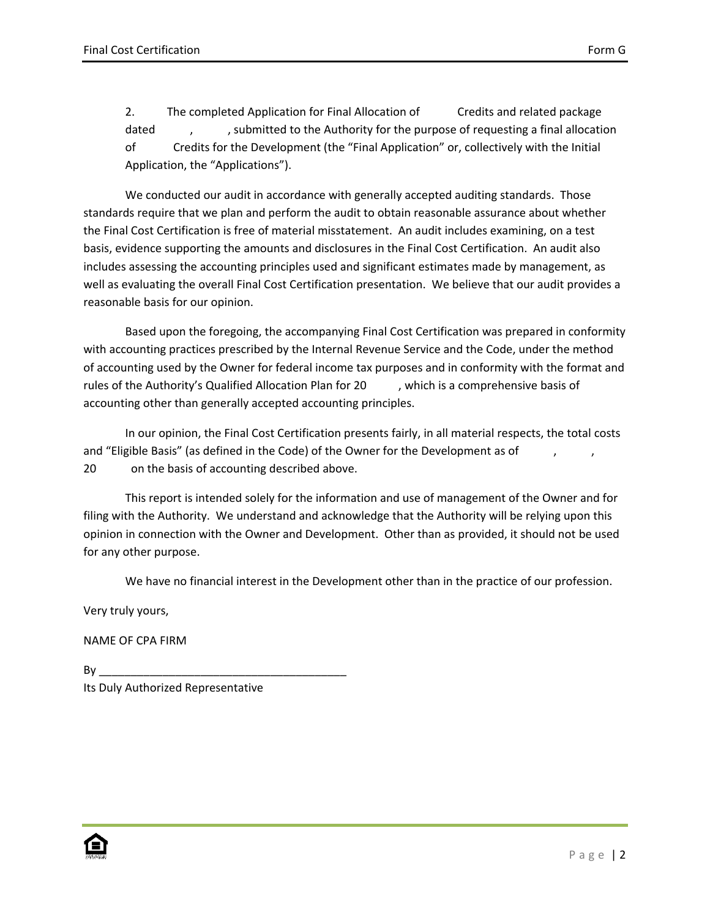2. The completed Application for Final Allocation of Credits and related package dated , , submitted to the Authority for the purpose of requesting a final allocation of Credits for the Development (the "Final Application" or, collectively with the Initial Application, the "Applications").

We conducted our audit in accordance with generally accepted auditing standards. Those standards require that we plan and perform the audit to obtain reasonable assurance about whether the Final Cost Certification is free of material misstatement. An audit includes examining, on a test basis, evidence supporting the amounts and disclosures in the Final Cost Certification. An audit also includes assessing the accounting principles used and significant estimates made by management, as well as evaluating the overall Final Cost Certification presentation. We believe that our audit provides a reasonable basis for our opinion.

Based upon the foregoing, the accompanying Final Cost Certification was prepared in conformity with accounting practices prescribed by the Internal Revenue Service and the Code, under the method of accounting used by the Owner for federal income tax purposes and in conformity with the format and rules of the Authority's Qualified Allocation Plan for 20 , which is a comprehensive basis of accounting other than generally accepted accounting principles.

In our opinion, the Final Cost Certification presents fairly, in all material respects, the total costs and "Eligible Basis" (as defined in the Code) of the Owner for the Development as of , , 20 on the basis of accounting described above.

This report is intended solely for the information and use of management of the Owner and for filing with the Authority. We understand and acknowledge that the Authority will be relying upon this opinion in connection with the Owner and Development. Other than as provided, it should not be used for any other purpose.

We have no financial interest in the Development other than in the practice of our profession.

Very truly yours,

NAME OF CPA FIRM

By ________________________________________
Its Duly Authorized Representative